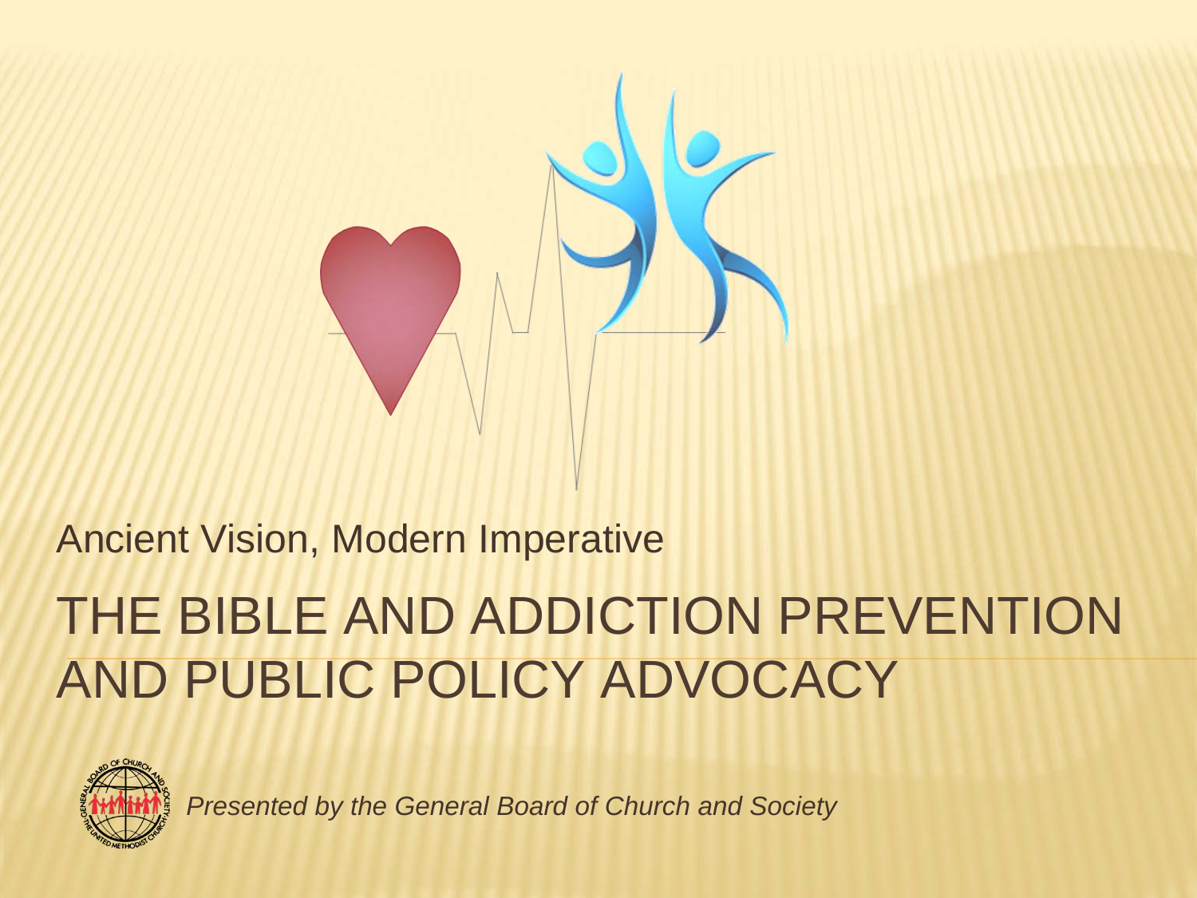Ancient Vision, Modern Imperative

# THE BIBLE AND ADDICTION PREVENTION AND PUBLIC POLICY ADVOCACY

*Presented by the General Board of Church and Society*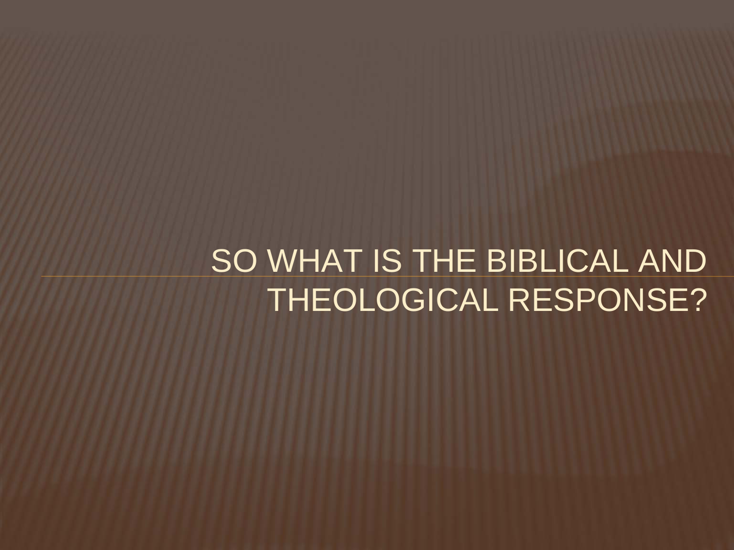# SO WHAT IS THE BIBLICAL AND THEOLOGICAL RESPONSE?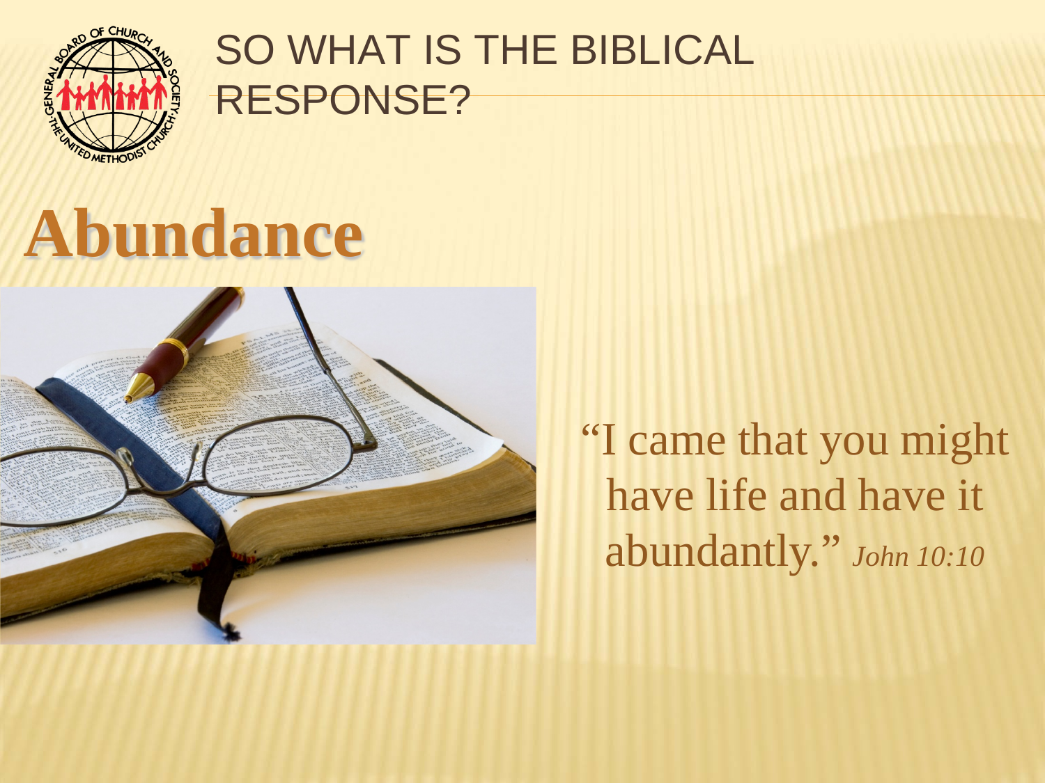# SO WHAT IS THE BIBLICAL RESPONSE?

## Abundance

"I came that you might have life and have it abundantly." *John 10:10*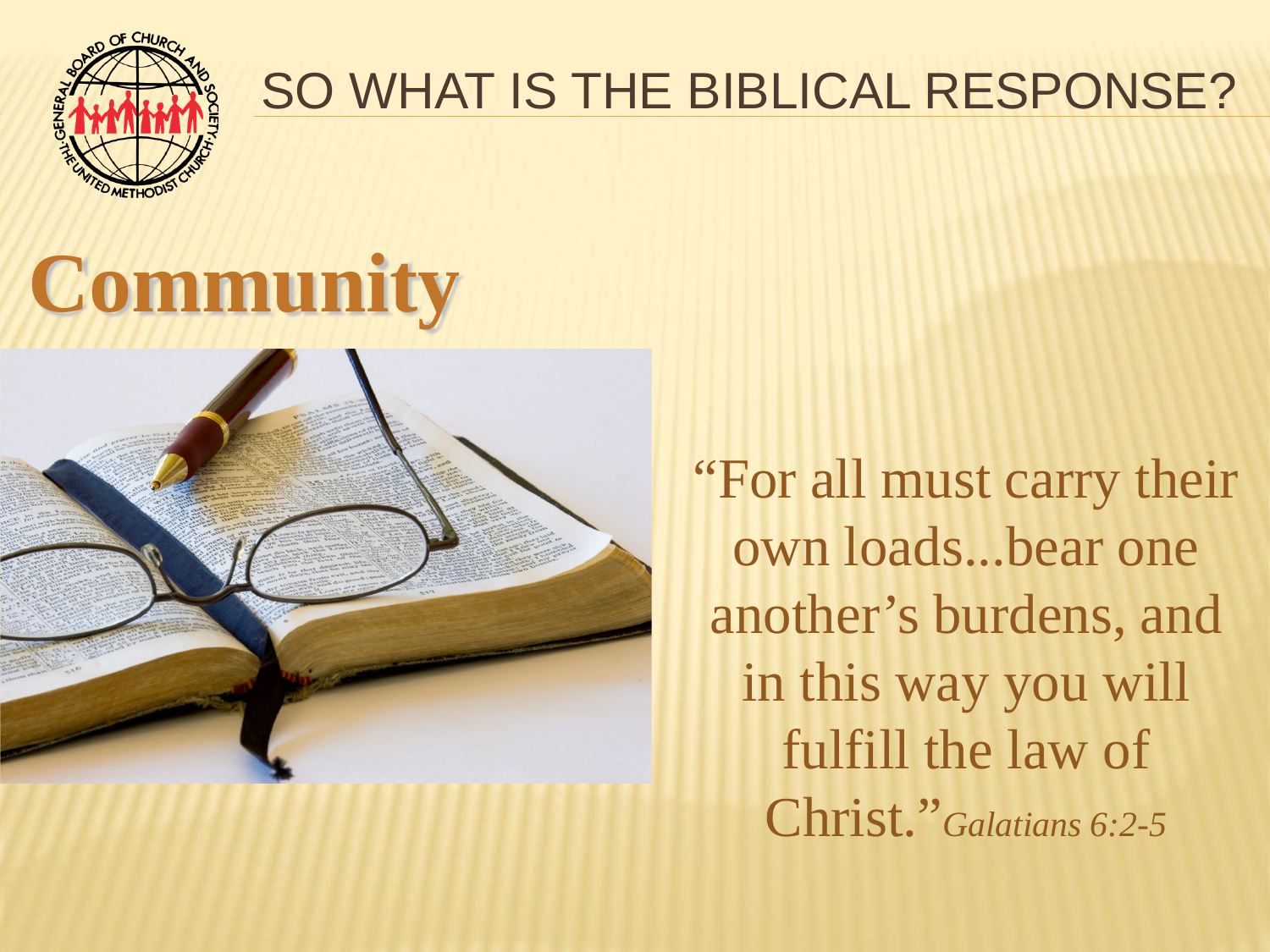# SO WHAT IS THE BIBLICAL RESPONSE?

## Community

"For all must carry their own loads...bear one another's burdens, and in this way you will fulfill the law of Christ." *Galatians 6:2-5*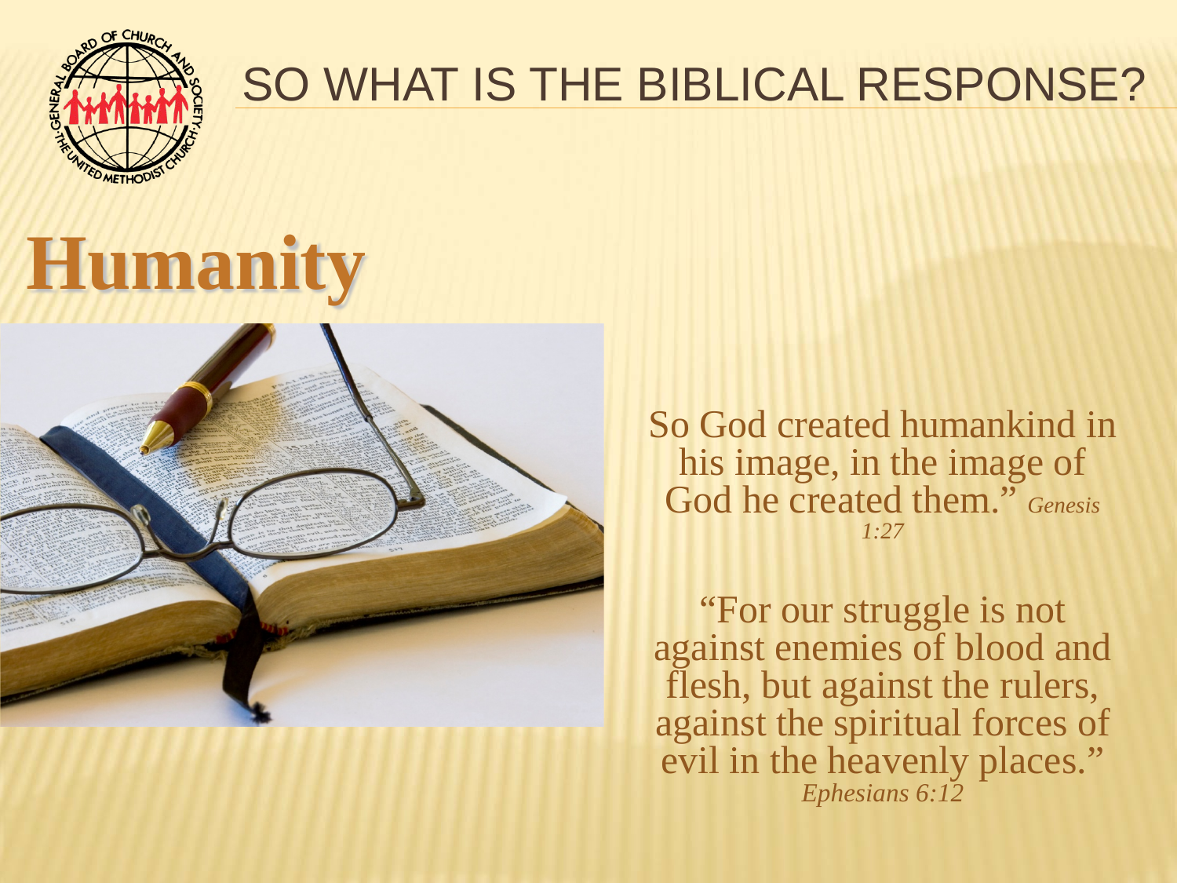# SO WHAT IS THE BIBLICAL RESPONSE?

## Humanity

So God created humankind in his image, in the image of God he created them." *Genesis 1:27*

"For our struggle is not against enemies of blood and flesh, but against the rulers, against the spiritual forces of evil in the heavenly places." *Ephesians 6:12*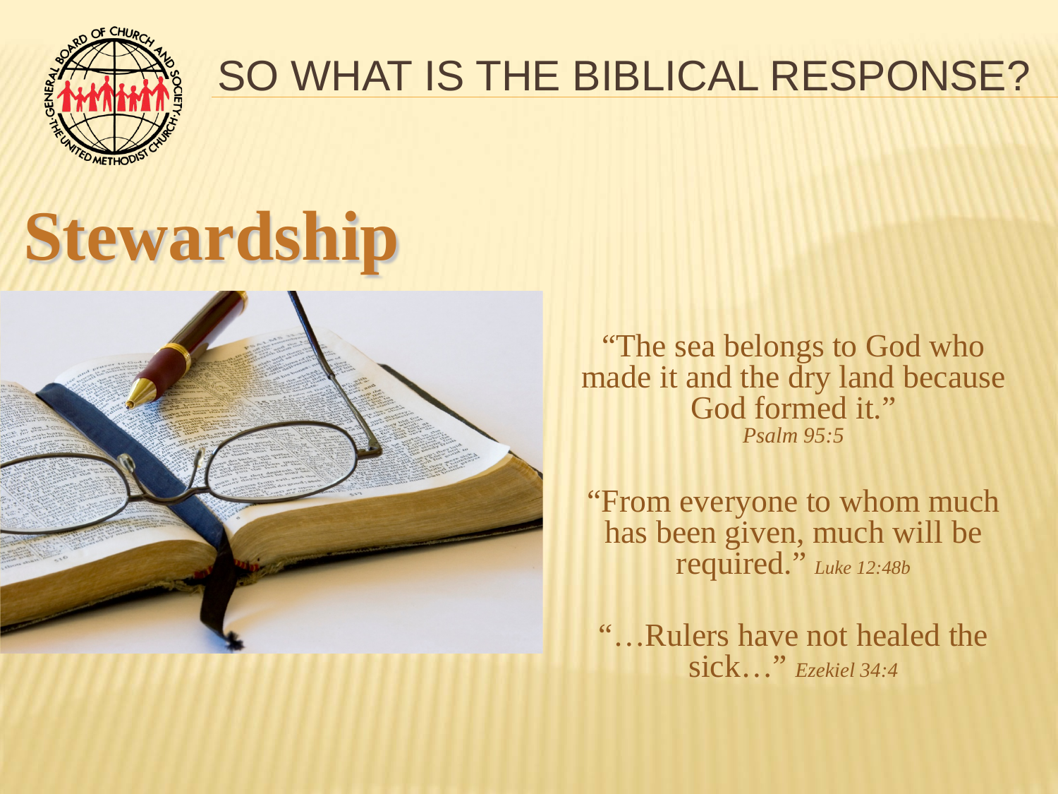# SO WHAT IS THE BIBLICAL RESPONSE?

## Stewardship

"The sea belongs to God who made it and the dry land because God formed it."
*Psalm 95:5*

"From everyone to whom much has been given, much will be required." *Luke 12:48b*

"…Rulers have not healed the sick…" *Ezekiel 34:4*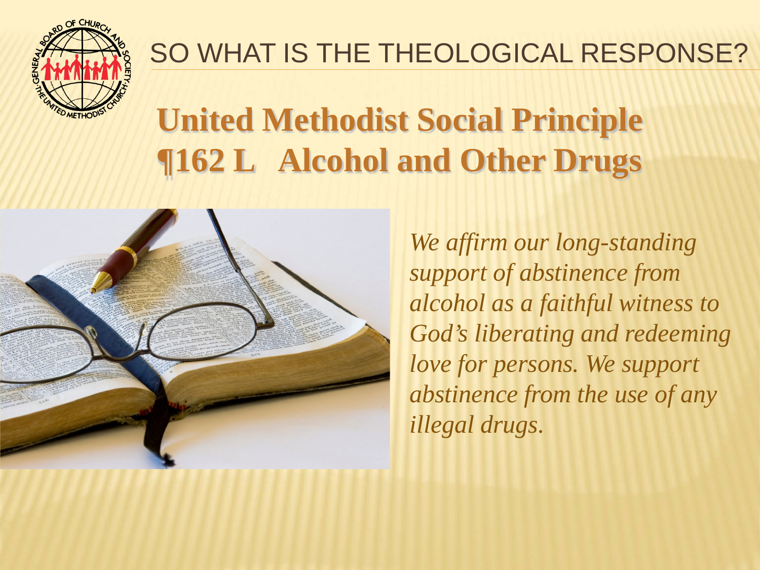# SO WHAT IS THE THEOLOGICAL RESPONSE?

## United Methodist Social Principle ¶162 L Alcohol and Other Drugs

*We affirm our long-standing support of abstinence from alcohol as a faithful witness to God's liberating and redeeming love for persons. We support abstinence from the use of any illegal drugs.*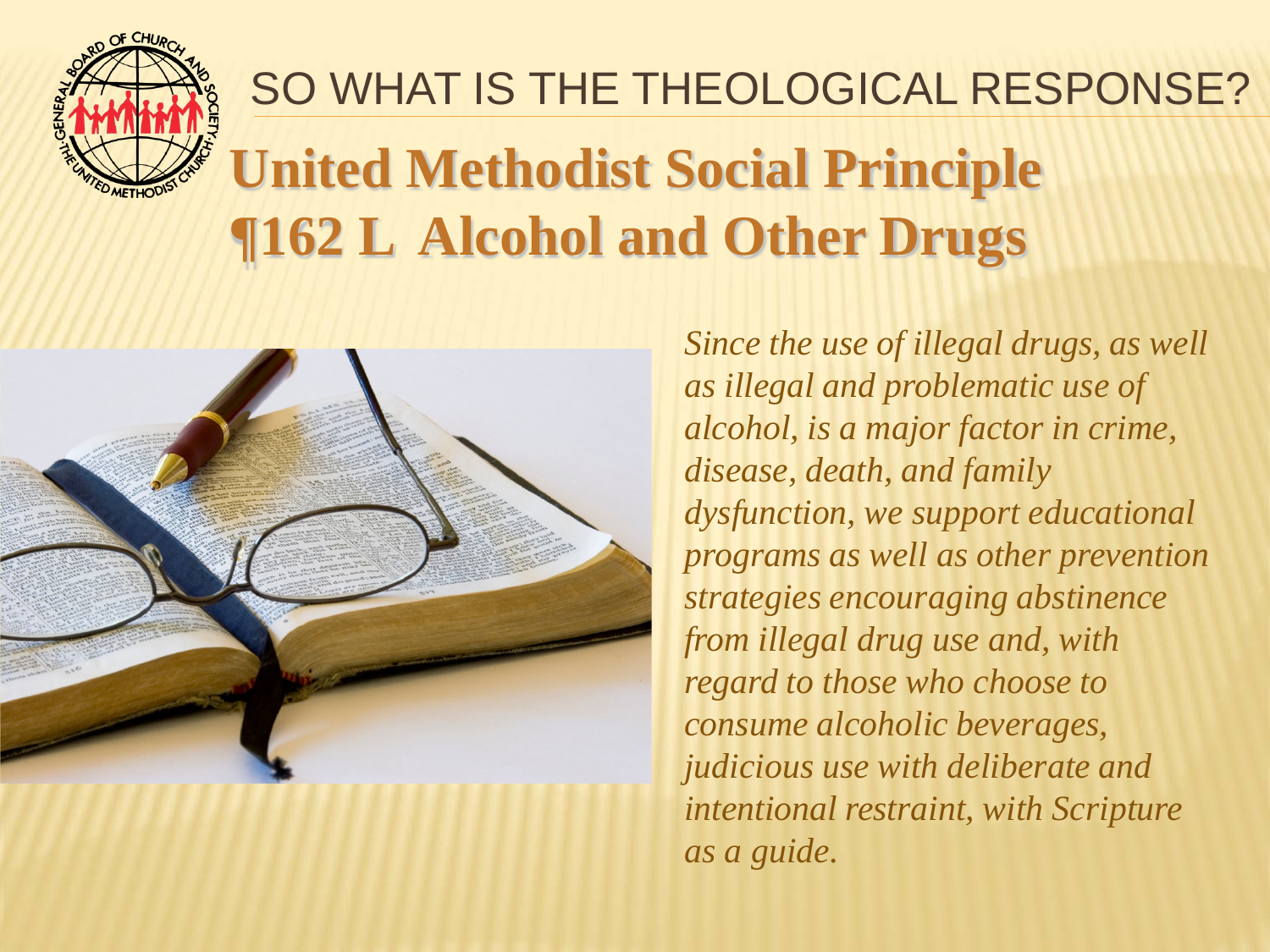# SO WHAT IS THE THEOLOGICAL RESPONSE?

## United Methodist Social Principle ¶162 L Alcohol and Other Drugs

*Since the use of illegal drugs, as well as illegal and problematic use of alcohol, is a major factor in crime, disease, death, and family dysfunction, we support educational programs as well as other prevention strategies encouraging abstinence from illegal drug use and, with regard to those who choose to consume alcoholic beverages, judicious use with deliberate and intentional restraint, with Scripture as a guide.*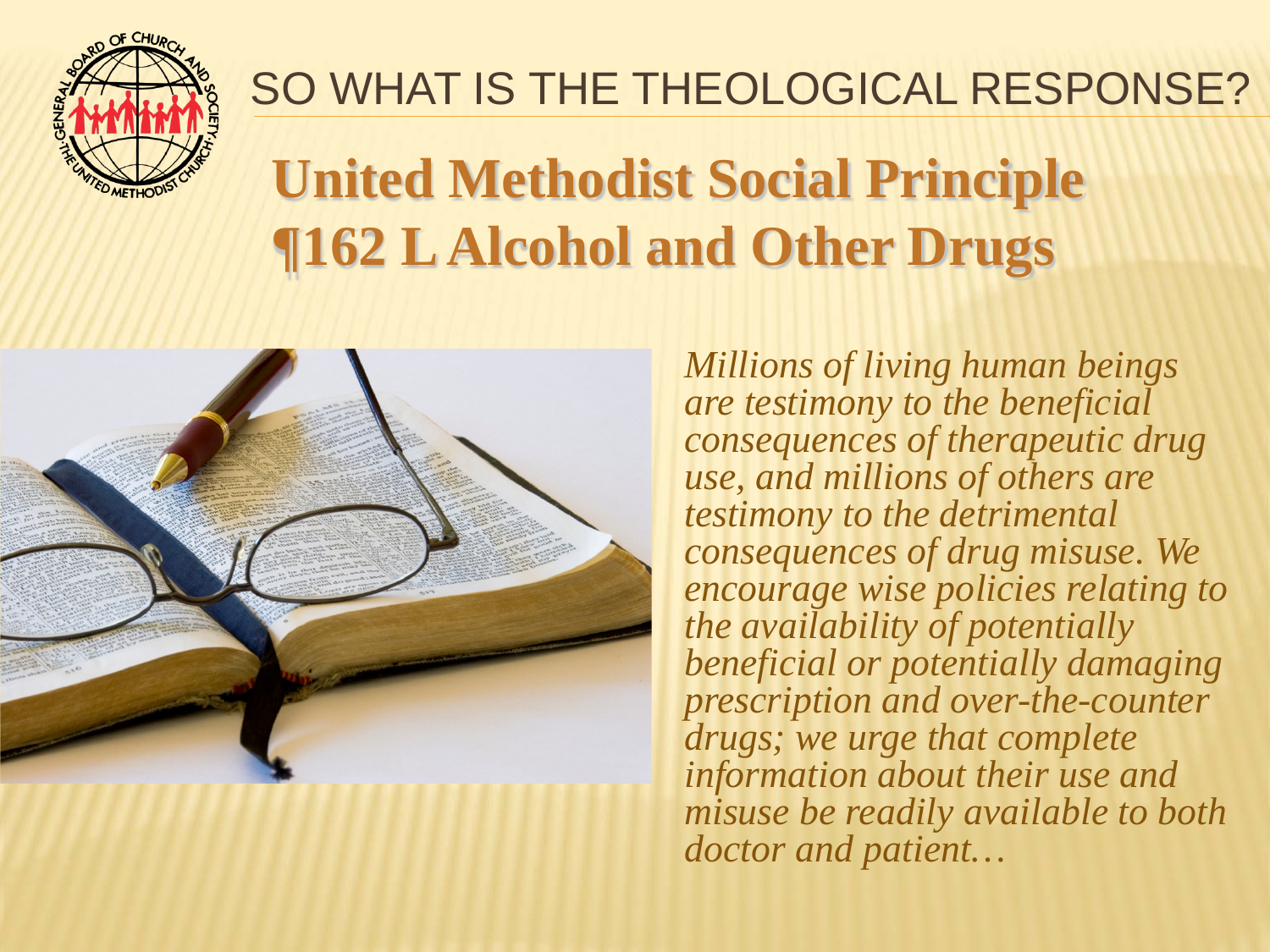# SO WHAT IS THE THEOLOGICAL RESPONSE?

## United Methodist Social Principle ¶162 L Alcohol and Other Drugs

*Millions of living human beings are testimony to the beneficial consequences of therapeutic drug use, and millions of others are testimony to the detrimental consequences of drug misuse. We encourage wise policies relating to the availability of potentially beneficial or potentially damaging prescription and over-the-counter drugs; we urge that complete information about their use and misuse be readily available to both doctor and patient…*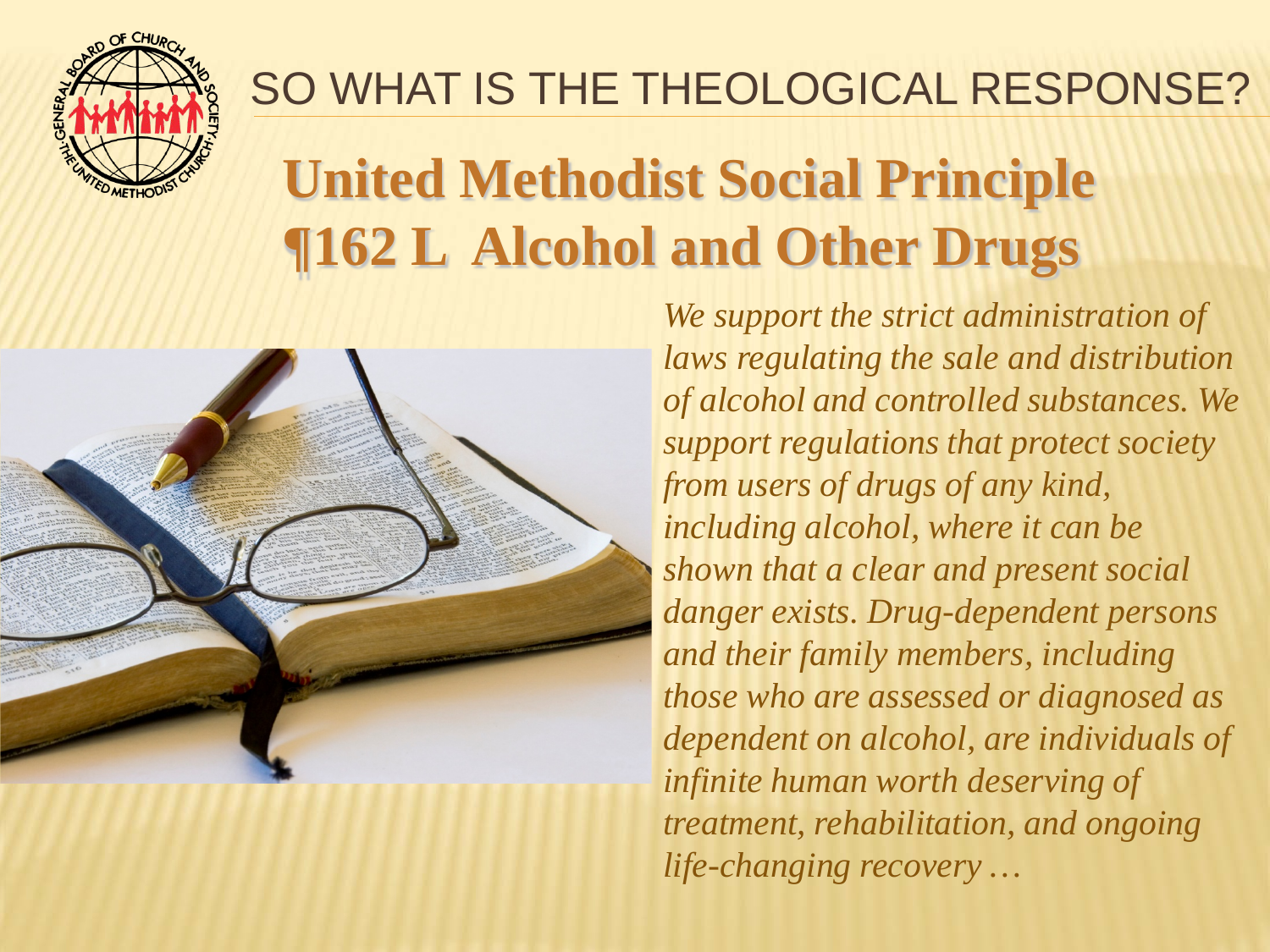# SO WHAT IS THE THEOLOGICAL RESPONSE?

## United Methodist Social Principle ¶162 L Alcohol and Other Drugs

*We support the strict administration of laws regulating the sale and distribution of alcohol and controlled substances. We support regulations that protect society from users of drugs of any kind, including alcohol, where it can be shown that a clear and present social danger exists. Drug-dependent persons and their family members, including those who are assessed or diagnosed as dependent on alcohol, are individuals of infinite human worth deserving of treatment, rehabilitation, and ongoing life-changing recovery …*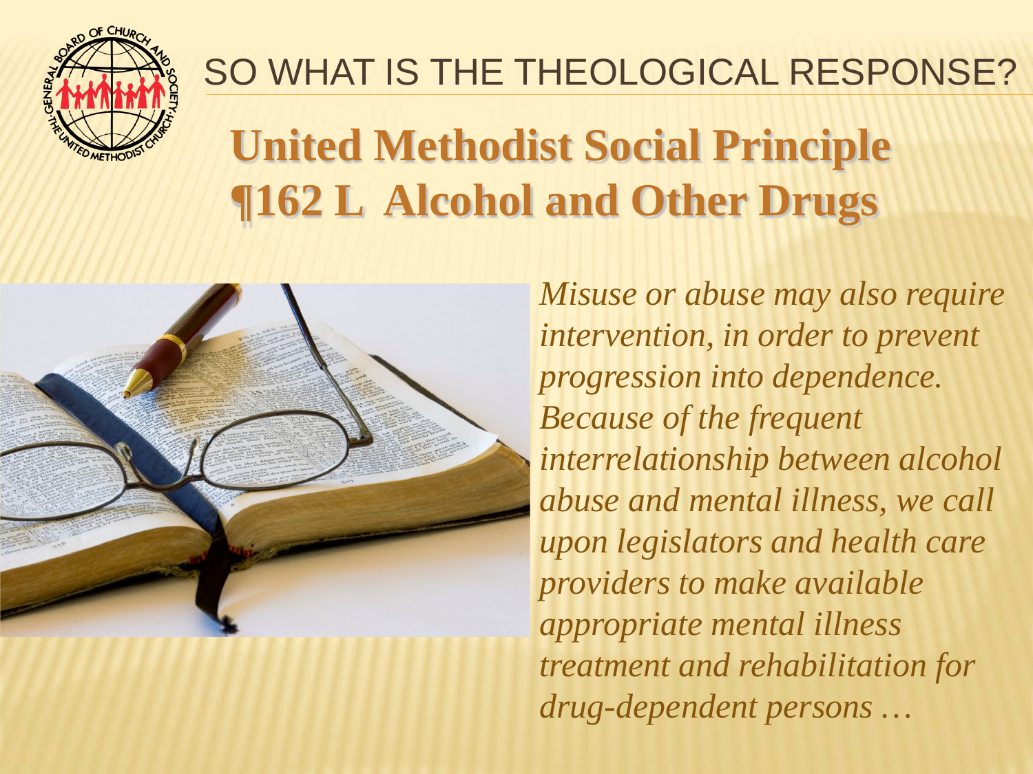# SO WHAT IS THE THEOLOGICAL RESPONSE?

## United Methodist Social Principle ¶162 L Alcohol and Other Drugs

*Misuse or abuse may also require intervention, in order to prevent progression into dependence. Because of the frequent interrelationship between alcohol abuse and mental illness, we call upon legislators and health care providers to make available appropriate mental illness treatment and rehabilitation for drug-dependent persons …*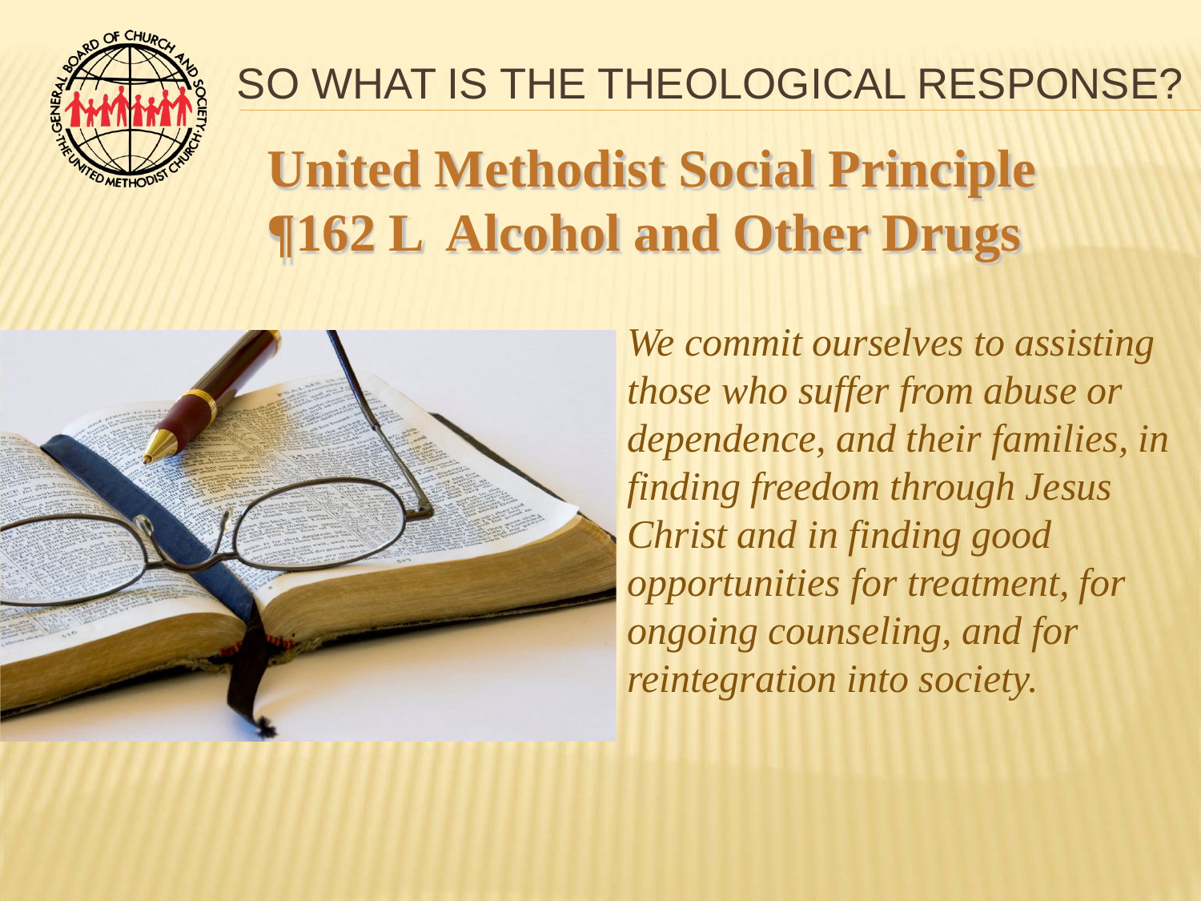# SO WHAT IS THE THEOLOGICAL RESPONSE?

## United Methodist Social Principle ¶162 L Alcohol and Other Drugs

*We commit ourselves to assisting those who suffer from abuse or dependence, and their families, in finding freedom through Jesus Christ and in finding good opportunities for treatment, for ongoing counseling, and for reintegration into society.*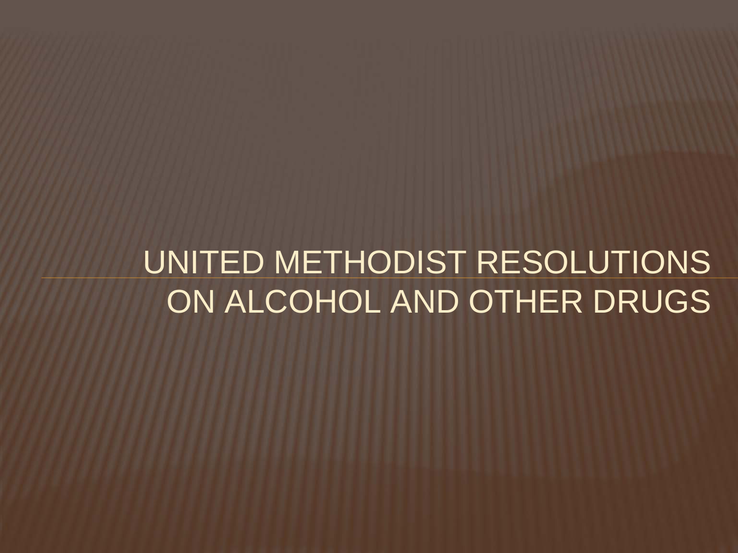# UNITED METHODIST RESOLUTIONS ON ALCOHOL AND OTHER DRUGS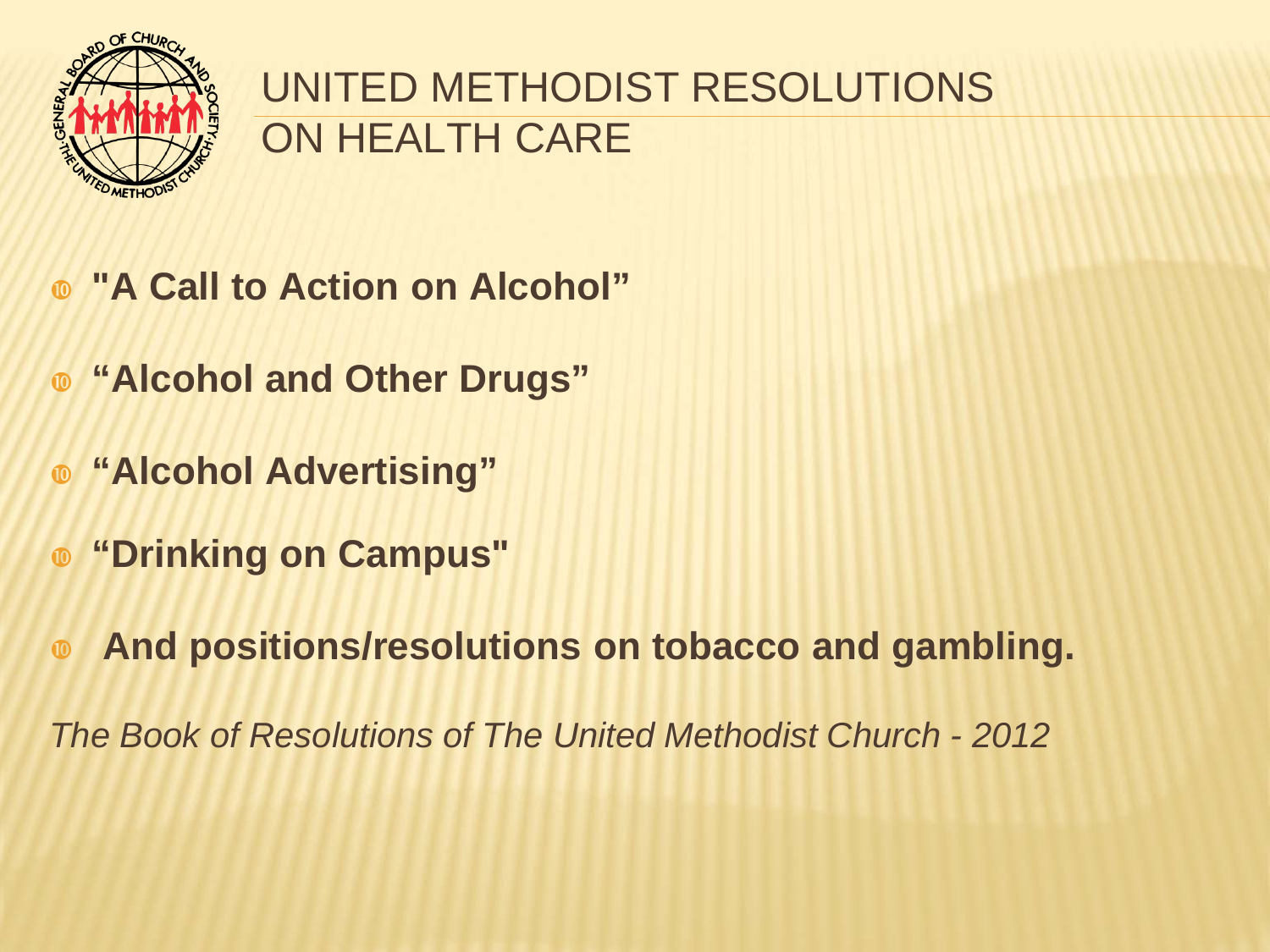# UNITED METHODIST RESOLUTIONS ON HEALTH CARE

- **"A Call to Action on Alcohol"**
- **"Alcohol and Other Drugs"**
- **"Alcohol Advertising"**
- **"Drinking on Campus"**
- **And positions/resolutions on tobacco and gambling.**

*The Book of Resolutions of The United Methodist Church - 2012*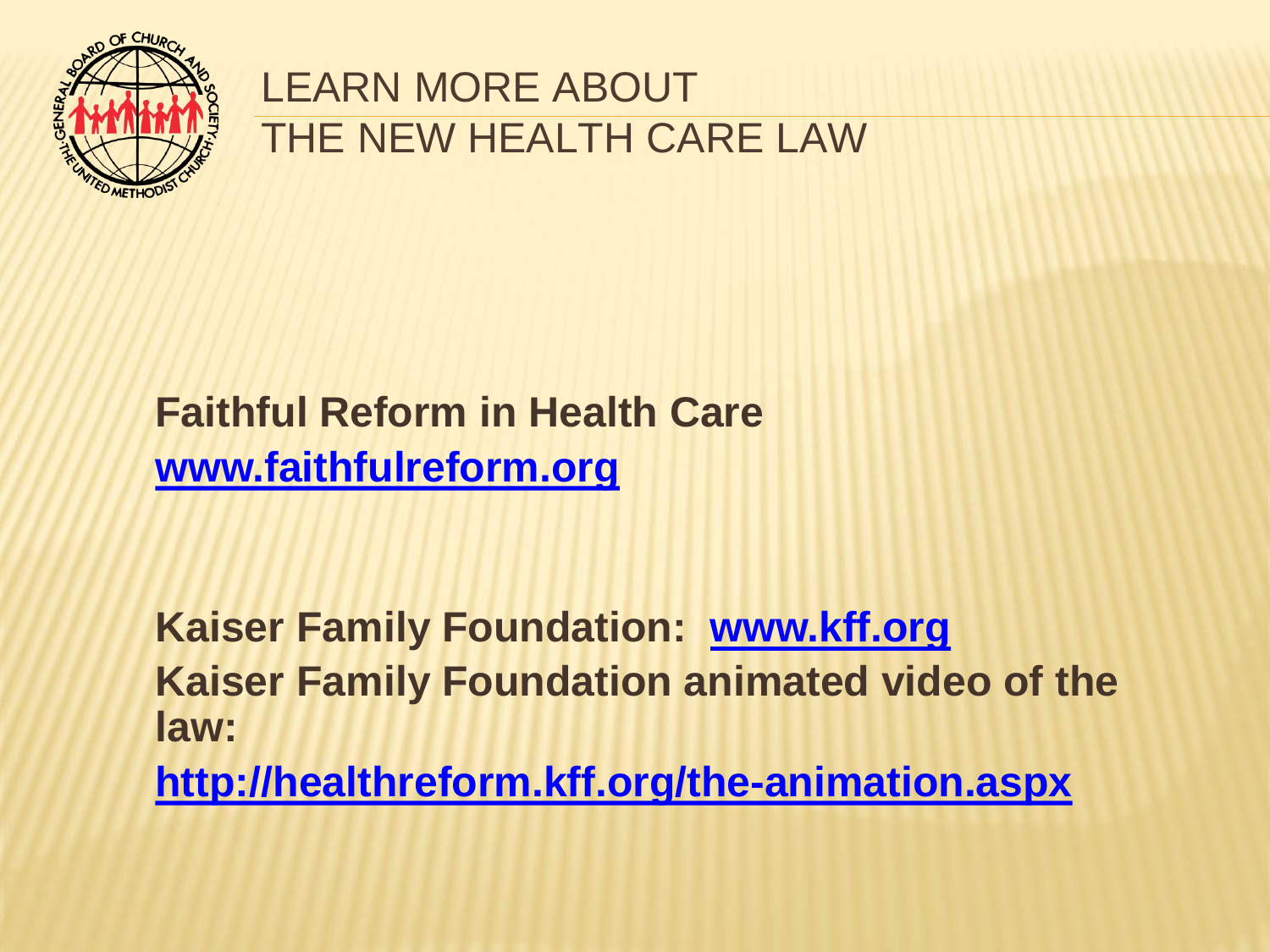# LEARN MORE ABOUT THE NEW HEALTH CARE LAW

**Faithful Reform in Health Care**
**www.faithfulreform.org**

**Kaiser Family Foundation: www.kff.org**
**Kaiser Family Foundation animated video of the law:**
**http://healthreform.kff.org/the-animation.aspx**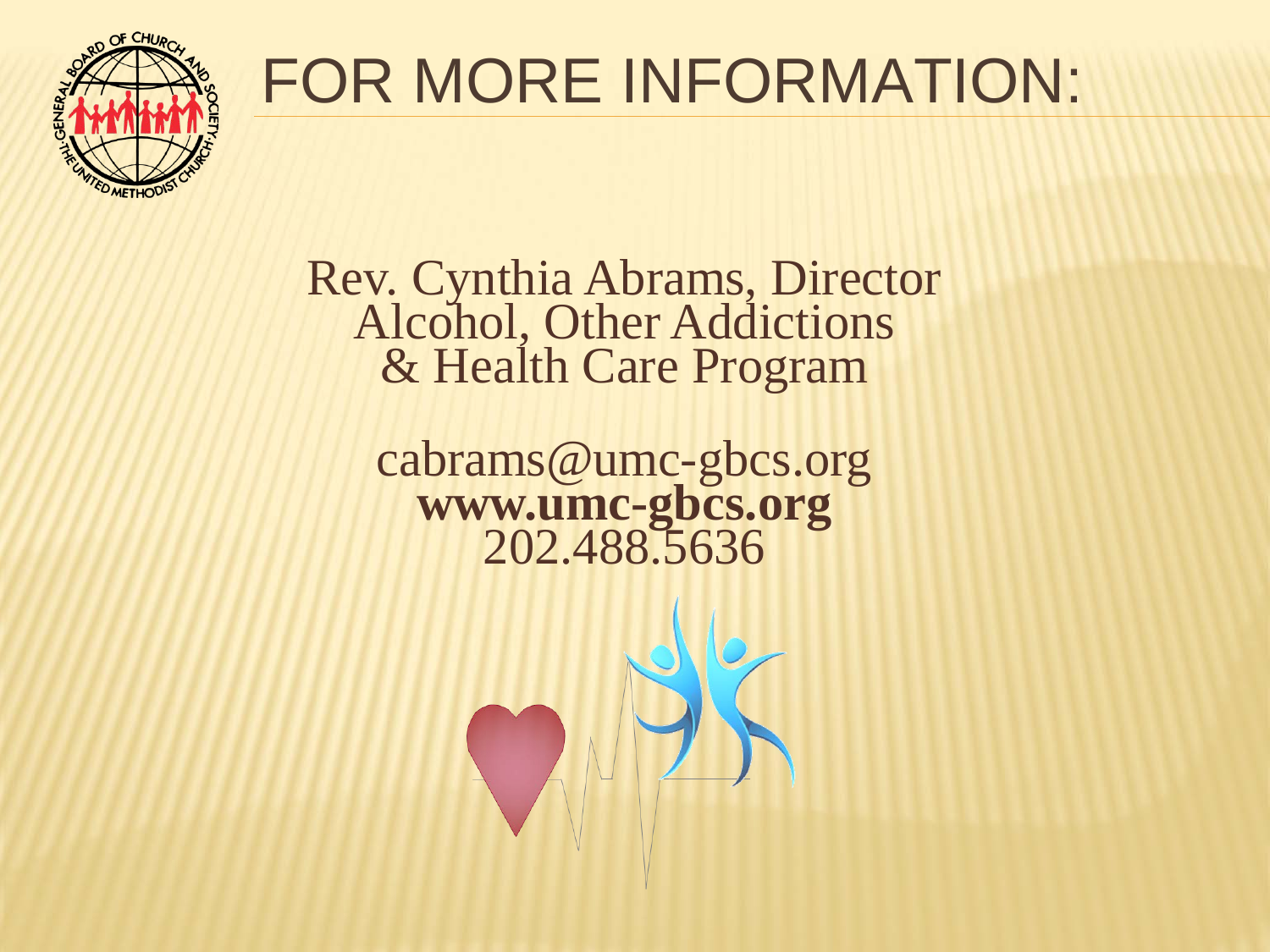# FOR MORE INFORMATION:

Rev. Cynthia Abrams, Director
Alcohol, Other Addictions
& Health Care Program

cabrams@umc-gbcs.org
**www.umc-gbcs.org**
202.488.5636